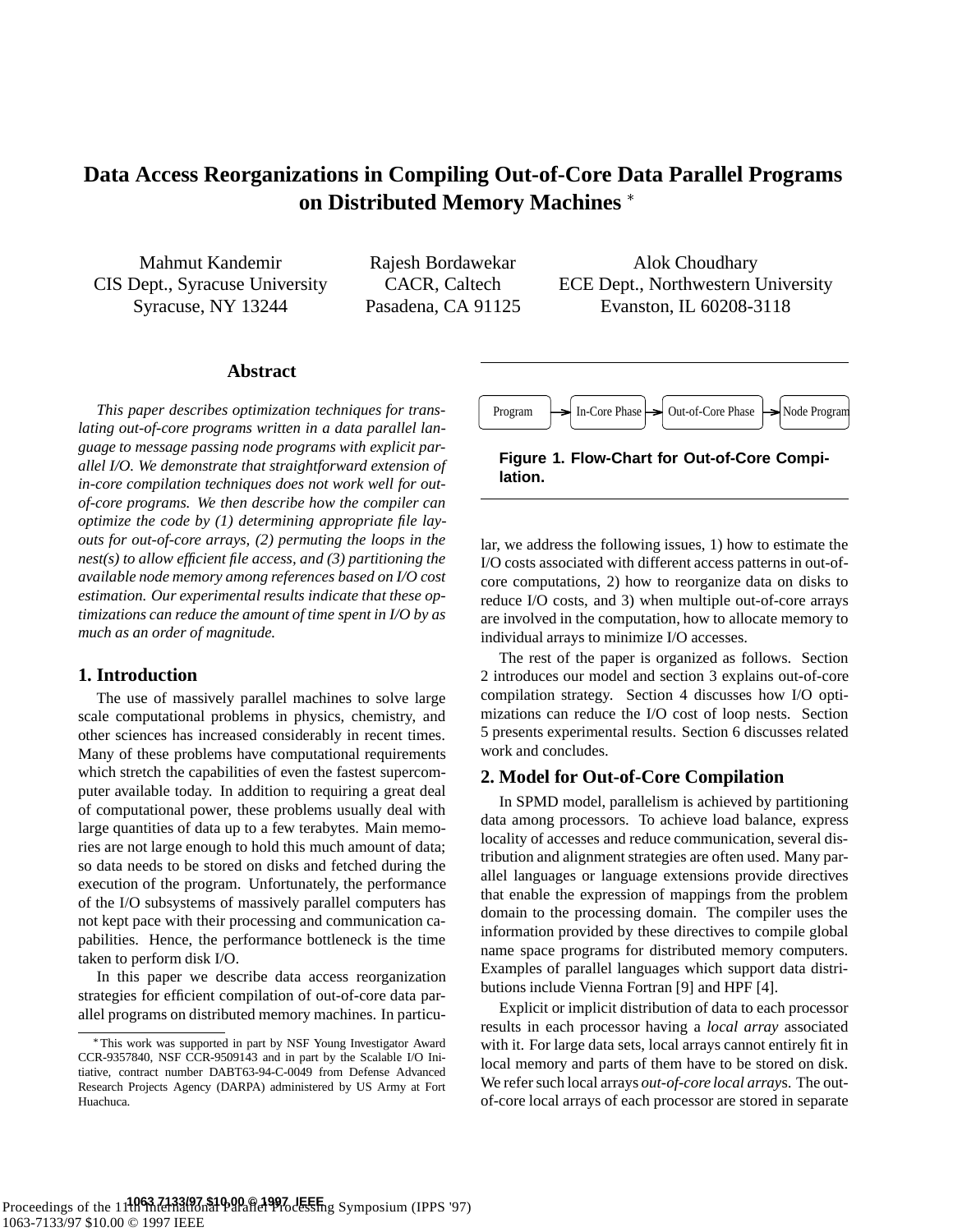# Data Access Reorganizations in Compiling Out-of-Core Data Parallel Programs on Distributed Memory Machines *

Mahmut Kandemir
CIS Dept., Syracuse University
Syracuse, NY 13244

Rajesh Bordawekar
CACR, Caltech
Pasadena, CA 91125

Alok Choudhary
ECE Dept., Northwestern University
Evanston, IL 60208-3118

## Abstract

*This paper describes optimization techniques for translating out-of-core programs written in a data parallel language to message passing node programs with explicit parallel I/O. We demonstrate that straightforward extension of in-core compilation techniques does not work well for out-of-core programs. We then describe how the compiler can optimize the code by (1) determining appropriate file layouts for out-of-core arrays, (2) permuting the loops in the nest(s) to allow efficient file access, and (3) partitioning the available node memory among references based on I/O cost estimation. Our experimental results indicate that these optimizations can reduce the amount of time spent in I/O by as much as an order of magnitude.*

## 1. Introduction

The use of massively parallel machines to solve large scale computational problems in physics, chemistry, and other sciences has increased considerably in recent times. Many of these problems have computational requirements which stretch the capabilities of even the fastest supercomputer available today. In addition to requiring a great deal of computational power, these problems usually deal with large quantities of data up to a few terabytes. Main memories are not large enough to hold this much amount of data; so data needs to be stored on disks and fetched during the execution of the program. Unfortunately, the performance of the I/O subsystems of massively parallel computers has not kept pace with their processing and communication capabilities. Hence, the performance bottleneck is the time taken to perform disk I/O.

In this paper we describe data access reorganization strategies for efficient compilation of out-of-core data parallel programs on distributed memory machines. In particular, we address the following issues, 1) how to estimate the I/O costs associated with different access patterns in out-of-core computations, 2) how to reorganize data on disks to reduce I/O costs, and 3) when multiple out-of-core arrays are involved in the computation, how to allocate memory to individual arrays to minimize I/O accesses.

* This work was supported in part by NSF Young Investigator Award CCR-9357840, NSF CCR-9509143 and in part by the Scalable I/O Initiative, contract number DABT63-94-C-0049 from Defense Advanced Research Projects Agency (DARPA) administered by US Army at Fort Huachuca.

Program → In-Core Phase → Out-of-Core Phase → Node Program

**Figure 1. Flow-Chart for Out-of-Core Compilation.**

The rest of the paper is organized as follows. Section 2 introduces our model and section 3 explains out-of-core compilation strategy. Section 4 discusses how I/O optimizations can reduce the I/O cost of loop nests. Section 5 presents experimental results. Section 6 discusses related work and concludes.

## 2. Model for Out-of-Core Compilation

In SPMD model, parallelism is achieved by partitioning data among processors. To achieve load balance, express locality of accesses and reduce communication, several distribution and alignment strategies are often used. Many parallel languages or language extensions provide directives that enable the expression of mappings from the problem domain to the processing domain. The compiler uses the information provided by these directives to compile global name space programs for distributed memory computers. Examples of parallel languages which support data distributions include Vienna Fortran [9] and HPF [4].

Explicit or implicit distribution of data to each processor results in each processor having a *local array* associated with it. For large data sets, local arrays cannot entirely fit in local memory and parts of them have to be stored on disk. We refer such local arrays *out-of-core local array*s. The out-of-core local arrays of each processor are stored in separate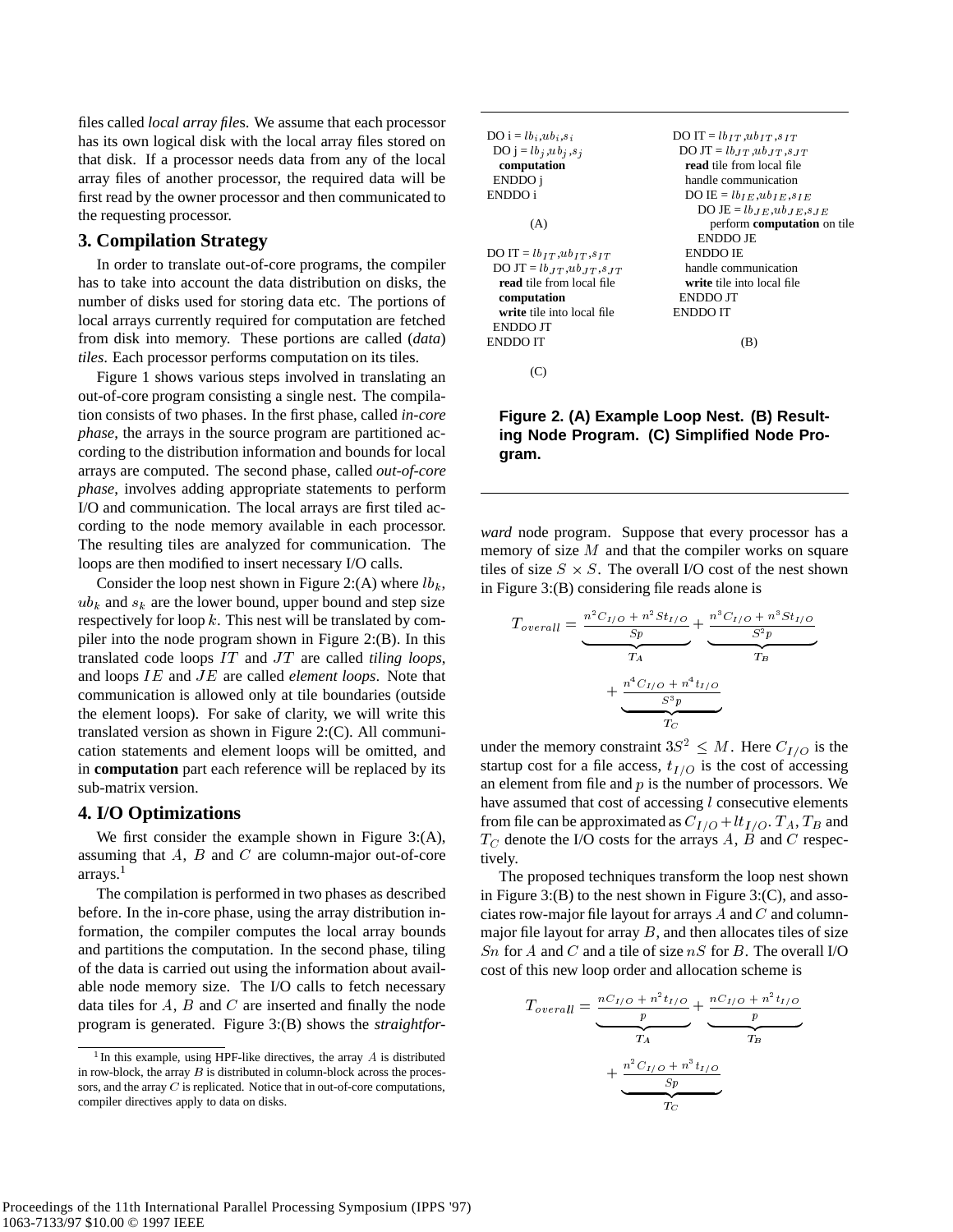files called *local array files*. We assume that each processor has its own logical disk with the local array files stored on that disk. If a processor needs data from any of the local array files of another processor, the required data will be first read by the owner processor and then communicated to the requesting processor.

## 3. Compilation Strategy

In order to translate out-of-core programs, the compiler has to take into account the data distribution on disks, the number of disks used for storing data etc. The portions of local arrays currently required for computation are fetched from disk into memory. These portions are called (*data*) *tiles*. Each processor performs computation on its tiles.

Figure 1 shows various steps involved in translating an out-of-core program consisting a single nest. The compilation consists of two phases. In the first phase, called *in-core phase*, the arrays in the source program are partitioned according to the distribution information and bounds for local arrays are computed. The second phase, called *out-of-core phase*, involves adding appropriate statements to perform I/O and communication. The local arrays are first tiled according to the node memory available in each processor. The resulting tiles are analyzed for communication. The loops are then modified to insert necessary I/O calls.

Consider the loop nest shown in Figure 2:(A) where $lb_k$, $ub_k$ and $s_k$ are the lower bound, upper bound and step size respectively for loop $k$. This nest will be translated by compiler into the node program shown in Figure 2:(B). In this translated code loops $IT$ and $JT$ are called *tiling loops*, and loops $IE$ and $JE$ are called *element loops*. Note that communication is allowed only at tile boundaries (outside the element loops). For sake of clarity, we will write this translated version as shown in Figure 2:(C). All communication statements and element loops will be omitted, and in **computation** part each reference will be replaced by its sub-matrix version.

## 4. I/O Optimizations

We first consider the example shown in Figure 3:(A), assuming that $A$, $B$ and $C$ are column-major out-of-core arrays.[1]

The compilation is performed in two phases as described before. In the in-core phase, using the array distribution information, the compiler computes the local array bounds and partitions the computation. In the second phase, tiling of the data is carried out using the information about available node memory size. The I/O calls to fetch necessary data tiles for $A$, $B$ and $C$ are inserted and finally the node program is generated. Figure 3:(B) shows the *straightforward* node program. Suppose that every processor has a memory of size $M$ and that the compiler works on square tiles of size $S \times S$. The overall I/O cost of the nest shown in Figure 3:(B) considering file reads alone is

```
DO i = lb_i,ub_i,s_i
  DO j = lb_j,ub_j,s_j
    computation
  ENDDO j
ENDDO i
```

(A)

```
DO IT = lb_IT,ub_IT,s_IT
  DO JT = lb_JT,ub_JT,s_JT
    read tile from local file
    handle communication
    DO IE = lb_IE,ub_IE,s_IE
      DO JE = lb_JE,ub_JE,s_JE
        perform computation on tile
      ENDDO JE
    ENDDO IE
    handle communication
    write tile into local file
  ENDDO JT
ENDDO IT
```

(B)

```
DO IT = lb_IT,ub_IT,s_IT
  DO JT = lb_JT,ub_JT,s_JT
    read tile from local file
    computation
    write tile into local file
  ENDDO JT
ENDDO IT
```

(C)

**Figure 2. (A) Example Loop Nest. (B) Resulting Node Program. (C) Simplified Node Program.**

$$T_{overall} = \underbrace{\frac{n^2 C_{I/O} + n^2 S t_{I/O}}{Sp}}_{T_A} + \underbrace{\frac{n^3 C_{I/O} + n^3 S t_{I/O}}{S^2 p}}_{T_B} + \underbrace{\frac{n^4 C_{I/O} + n^4 t_{I/O}}{S^3 p}}_{T_C}$$

under the memory constraint $3S^2 \leq M$. Here $C_{I/O}$ is the startup cost for a file access, $t_{I/O}$ is the cost of accessing an element from file and $p$ is the number of processors. We have assumed that cost of accessing $l$ consecutive elements from file can be approximated as $C_{I/O} + l t_{I/O}$. $T_A$, $T_B$ and $T_C$ denote the I/O costs for the arrays $A$, $B$ and $C$ respectively.

The proposed techniques transform the loop nest shown in Figure 3:(B) to the nest shown in Figure 3:(C), and associates row-major file layout for arrays $A$ and $C$ and column-major file layout for array $B$, and then allocates tiles of size $Sn$ for $A$ and $C$ and a tile of size $nS$ for $B$. The overall I/O cost of this new loop order and allocation scheme is

$$T_{overall} = \underbrace{\frac{nC_{I/O} + n^2 t_{I/O}}{p}}_{T_A} + \underbrace{\frac{nC_{I/O} + n^2 t_{I/O}}{p}}_{T_B} + \underbrace{\frac{n^2 C_{I/O} + n^3 t_{I/O}}{Sp}}_{T_C}$$

[1] In this example, using HPF-like directives, the array $A$ is distributed in row-block, the array $B$ is distributed in column-block across the processors, and the array $C$ is replicated. Notice that in out-of-core computations, compiler directives apply to data on disks.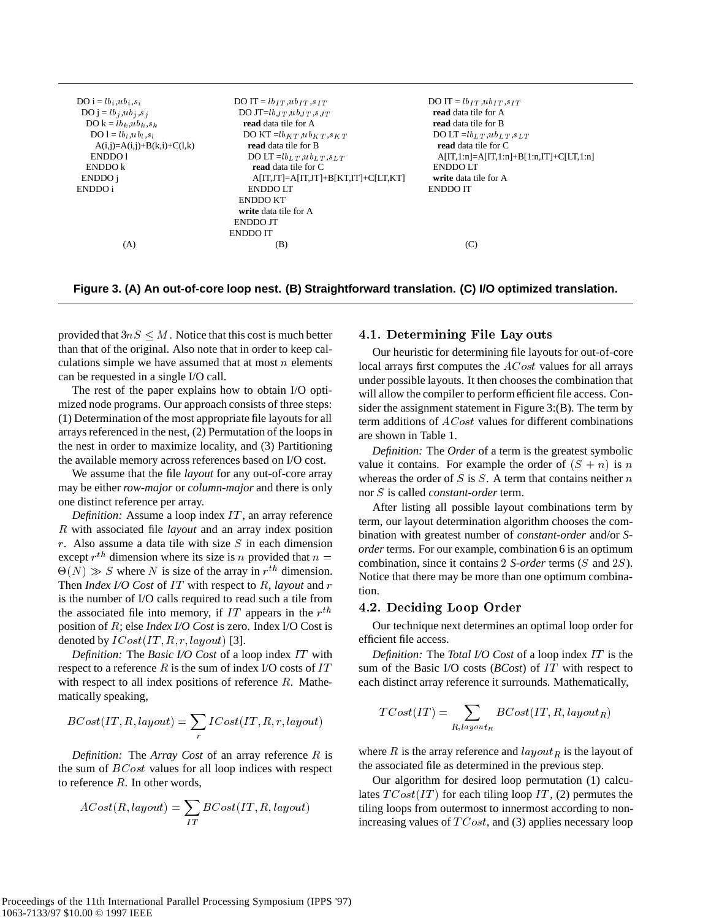```
DO i = lb_i,ub_i,s_i
  DO j = lb_j,ub_j,s_j
    DO k = lb_k,ub_k,s_k
      DO l = lb_l,ub_l,s_l
        A(i,j)=A(i,j)+B(k,i)+C(l,k)
      ENDDO l
    ENDDO k
  ENDDO j
ENDDO i
```
(A)

```
DO IT = lb_IT,ub_IT,s_IT
  DO JT=lb_JT,ub_JT,s_JT
    read data tile for A
    DO KT =lb_KT,ub_KT,s_KT
      read data tile for B
      DO LT =lb_LT,ub_LT,s_LT
        read data tile for C
        A[IT,JT]=A[IT,JT]+B[KT,IT]+C[LT,KT]
      ENDDO LT
    ENDDO KT
    write data tile for A
  ENDDO JT
ENDDO IT
```
(B)

```
DO IT = lb_IT,ub_IT,s_IT
  read data tile for A
  read data tile for B
  DO LT =lb_LT,ub_LT,s_LT
    read data tile for C
    A[IT,1:n]=A[IT,1:n]+B[1:n,IT]+C[LT,1:n]
  ENDDO LT
  write data tile for A
ENDDO IT
```
(C)

**Figure 3. (A) An out-of-core loop nest. (B) Straightforward translation. (C) I/O optimized translation.**

provided that $3nS \leq M$. Notice that this cost is much better than that of the original. Also note that in order to keep calculations simple we have assumed that at most $n$ elements can be requested in a single I/O call.

The rest of the paper explains how to obtain I/O optimized node programs. Our approach consists of three steps: (1) Determination of the most appropriate file layouts for all arrays referenced in the nest, (2) Permutation of the loops in the nest in order to maximize locality, and (3) Partitioning the available memory across references based on I/O cost.

We assume that the file *layout* for any out-of-core array may be either *row-major* or *column-major* and there is only one distinct reference per array.

*Definition:* Assume a loop index $IT$, an array reference $R$ with associated file *layout* and an array index position $r$. Also assume a data tile with size $S$ in each dimension except $r^{th}$ dimension where its size is $n$ provided that $n = \Theta(N) \gg S$ where $N$ is size of the array in $r^{th}$ dimension. Then *Index I/O Cost* of $IT$ with respect to $R$, *layout* and $r$ is the number of I/O calls required to read such a tile from the associated file into memory, if $IT$ appears in the $r^{th}$ position of $R$; else *Index I/O Cost* is zero. Index I/O Cost is denoted by $ICost(IT, R, r, layout)$ [3].

*Definition:* The *Basic I/O Cost* of a loop index $IT$ with respect to a reference $R$ is the sum of index I/O costs of $IT$ with respect to all index positions of reference $R$. Mathematically speaking,

$$BCost(IT, R, layout) = \sum_{r} ICost(IT, R, r, layout)$$

*Definition:* The *Array Cost* of an array reference $R$ is the sum of $BCost$ values for all loop indices with respect to reference $R$. In other words,

$$ACost(R, layout) = \sum_{IT} BCost(IT, R, layout)$$

## 4.1. Determining File Layouts

Our heuristic for determining file layouts for out-of-core local arrays first computes the $ACost$ values for all arrays under possible layouts. It then chooses the combination that will allow the compiler to perform efficient file access. Consider the assignment statement in Figure 3:(B). The term by term additions of $ACost$ values for different combinations are shown in Table 1.

*Definition:* The *Order* of a term is the greatest symbolic value it contains. For example the order of $(S + n)$ is $n$ whereas the order of $S$ is $S$. A term that contains neither $n$ nor $S$ is called *constant-order* term.

After listing all possible layout combinations term by term, our layout determination algorithm chooses the combination with greatest number of *constant-order* and/or *S-order* terms. For our example, combination 6 is an optimum combination, since it contains 2 *S-order* terms ($S$ and $2S$). Notice that there may be more than one optimum combination.

## 4.2. Deciding Loop Order

Our technique next determines an optimal loop order for efficient file access.

*Definition:* The *Total I/O Cost* of a loop index $IT$ is the sum of the Basic I/O costs (*BCost*) of $IT$ with respect to each distinct array reference it surrounds. Mathematically,

$$TCost(IT) = \sum_{R, layout_R} BCost(IT, R, layout_R)$$

where $R$ is the array reference and $layout_R$ is the layout of the associated file as determined in the previous step.

Our algorithm for desired loop permutation (1) calculates $TCost(IT)$ for each tiling loop $IT$, (2) permutes the tiling loops from outermost to innermost according to non-increasing values of $TCost$, and (3) applies necessary loop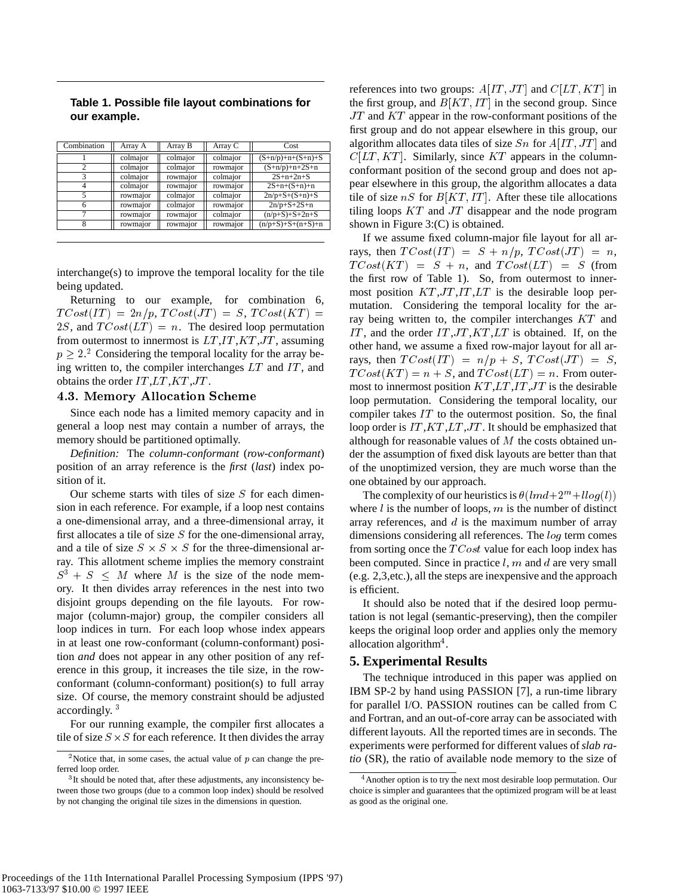**Table 1. Possible file layout combinations for our example.**

| Combination | Array A | Array B | Array C | Cost |
|---|---|---|---|---|
| 1 | colmajor | colmajor | colmajor | (S+n/p)+n+(S+n)+S |
| 2 | colmajor | colmajor | rowmajor | (S+n/p)+n+2S+n |
| 3 | colmajor | rowmajor | colmajor | 2S+n+2n+S |
| 4 | colmajor | rowmajor | rowmajor | 2S+n+(S+n)+n |
| 5 | rowmajor | colmajor | colmajor | 2n/p+S+(S+n)+S |
| 6 | rowmajor | colmajor | rowmajor | 2n/p+S+2S+n |
| 7 | rowmajor | rowmajor | colmajor | (n/p+S)+S+2n+S |
| 8 | rowmajor | rowmajor | rowmajor | (n/p+S)+S+(n+S)+n |

interchange(s) to improve the temporal locality for the tile being updated.

Returning to our example, for combination 6, $TCost(IT) = 2n/p$, $TCost(JT) = S$, $TCost(KT) = 2S$, and $TCost(LT) = n$. The desired loop permutation from outermost to innermost is $LT$,$IT$,$KT$,$JT$, assuming $p \geq 2$.[2] Considering the temporal locality for the array being written to, the compiler interchanges $LT$ and $IT$, and obtains the order $IT$,$LT$,$KT$,$JT$.

### 4.3. Memory Allocation Scheme

Since each node has a limited memory capacity and in general a loop nest may contain a number of arrays, the memory should be partitioned optimally.

*Definition:* The *column-conformant* (*row-conformant*) position of an array reference is the *first* (*last*) index position of it.

Our scheme starts with tiles of size $S$ for each dimension in each reference. For example, if a loop nest contains a one-dimensional array, and a three-dimensional array, it first allocates a tile of size $S$ for the one-dimensional array, and a tile of size $S \times S \times S$ for the three-dimensional array. This allotment scheme implies the memory constraint $S^3 + S \leq M$ where $M$ is the size of the node memory. It then divides array references in the nest into two disjoint groups depending on the file layouts. For row-major (column-major) group, the compiler considers all loop indices in turn. For each loop whose index appears in at least one row-conformant (column-conformant) position *and* does not appear in any other position of any reference in this group, it increases the tile size, in the row-conformant (column-conformant) position(s) to full array size. Of course, the memory constraint should be adjusted accordingly.[3]

For our running example, the compiler first allocates a tile of size $S \times S$ for each reference. It then divides the array references into two groups: $A[IT, JT]$ and $C[LT, KT]$ in the first group, and $B[KT, IT]$ in the second group. Since $JT$ and $KT$ appear in the row-conformant positions of the first group and do not appear elsewhere in this group, our algorithm allocates data tiles of size $Sn$ for $A[IT, JT]$ and $C[LT, KT]$. Similarly, since $KT$ appears in the column-conformant position of the second group and does not appear elsewhere in this group, the algorithm allocates a data tile of size $nS$ for $B[KT, IT]$. After these tile allocations tiling loops $KT$ and $JT$ disappear and the node program shown in Figure 3:(C) is obtained.

If we assume fixed column-major file layout for all arrays, then $TCost(IT) = S + n/p$, $TCost(JT) = n$, $TCost(KT) = S + n$, and $TCost(LT) = S$ (from the first row of Table 1). So, from outermost to innermost position $KT$,$JT$,$IT$,$LT$ is the desirable loop permutation. Considering the temporal locality for the array being written to, the compiler interchanges $KT$ and $IT$, and the order $IT$,$JT$,$KT$,$LT$ is obtained. If, on the other hand, we assume a fixed row-major layout for all arrays, then $TCost(IT) = n/p + S$, $TCost(JT) = S$, $TCost(KT) = n + S$, and $TCost(LT) = n$. From outermost to innermost position $KT$,$LT$,$IT$,$JT$ is the desirable loop permutation. Considering the temporal locality, our compiler takes $IT$ to the outermost position. So, the final loop order is $IT$,$KT$,$LT$,$JT$. It should be emphasized that although for reasonable values of $M$ the costs obtained under the assumption of fixed disk layouts are better than that of the unoptimized version, they are much worse than the one obtained by our approach.

The complexity of our heuristics is $\theta(lmd+2^m+llog(l))$ where $l$ is the number of loops, $m$ is the number of distinct array references, and $d$ is the maximum number of array dimensions considering all references. The $log$ term comes from sorting once the $TCost$ value for each loop index has been computed. Since in practice $l$, $m$ and $d$ are very small (e.g. 2,3,etc.), all the steps are inexpensive and the approach is efficient.

It should also be noted that if the desired loop permutation is not legal (semantic-preserving), then the compiler keeps the original loop order and applies only the memory allocation algorithm[4].

## 5. Experimental Results

The technique introduced in this paper was applied on IBM SP-2 by hand using PASSION [7], a run-time library for parallel I/O. PASSION routines can be called from C and Fortran, and an out-of-core array can be associated with different layouts. All the reported times are in seconds. The experiments were performed for different values of *slab ratio* (SR), the ratio of available node memory to the size of

[2] Notice that, in some cases, the actual value of $p$ can change the preferred loop order.

[3] It should be noted that, after these adjustments, any inconsistency between those two groups (due to a common loop index) should be resolved by not changing the original tile sizes in the dimensions in question.

[4] Another option is to try the next most desirable loop permutation. Our choice is simpler and guarantees that the optimized program will be at least as good as the original one.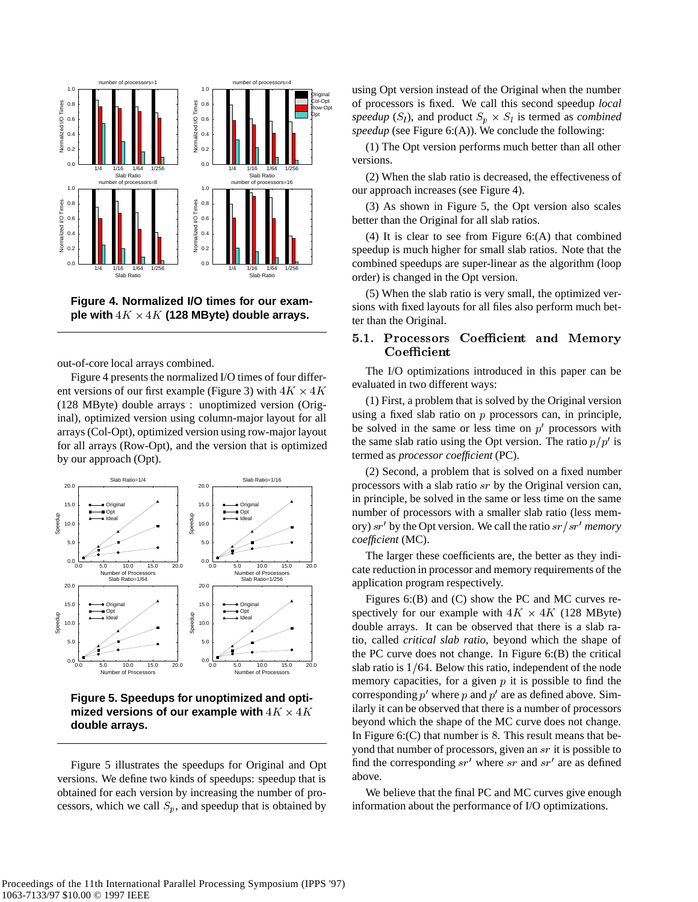**Figure 4. Normalized I/O times for our example with $4K \times 4K$ (128 MByte) double arrays.**

out-of-core local arrays combined.

Figure 4 presents the normalized I/O times of four different versions of our first example (Figure 3) with $4K \times 4K$ (128 MByte) double arrays : unoptimized version (Original), optimized version using column-major layout for all arrays (Col-Opt), optimized version using row-major layout for all arrays (Row-Opt), and the version that is optimized by our approach (Opt).

**Figure 5. Speedups for unoptimized and optimized versions of our example with $4K \times 4K$ double arrays.**

Figure 5 illustrates the speedups for Original and Opt versions. We define two kinds of speedups: speedup that is obtained for each version by increasing the number of processors, which we call $S_p$, and speedup that is obtained by using Opt version instead of the Original when the number of processors is fixed. We call this second speedup *local speedup* ($S_l$), and product $S_p \times S_l$ is termed as *combined speedup* (see Figure 6:(A)). We conclude the following:

(1) The Opt version performs much better than all other versions.

(2) When the slab ratio is decreased, the effectiveness of our approach increases (see Figure 4).

(3) As shown in Figure 5, the Opt version also scales better than the Original for all slab ratios.

(4) It is clear to see from Figure 6:(A) that combined speedup is much higher for small slab ratios. Note that the combined speedups are super-linear as the algorithm (loop order) is changed in the Opt version.

(5) When the slab ratio is very small, the optimized versions with fixed layouts for all files also perform much better than the Original.

## 5.1. Processors Coefficient and Memory Coefficient

The I/O optimizations introduced in this paper can be evaluated in two different ways:

(1) First, a problem that is solved by the Original version using a fixed slab ratio on $p$ processors can, in principle, be solved in the same or less time on $p'$ processors with the same slab ratio using the Opt version. The ratio $p/p'$ is termed as *processor coefficient* (PC).

(2) Second, a problem that is solved on a fixed number processors with a slab ratio $sr$ by the Original version can, in principle, be solved in the same or less time on the same number of processors with a smaller slab ratio (less memory) $sr'$ by the Opt version. We call the ratio $sr/sr'$ *memory coefficient* (MC).

The larger these coefficients are, the better as they indicate reduction in processor and memory requirements of the application program respectively.

Figures 6:(B) and (C) show the PC and MC curves respectively for our example with $4K \times 4K$ (128 MByte) double arrays. It can be observed that there is a slab ratio, called *critical slab ratio*, beyond which the shape of the PC curve does not change. In Figure 6:(B) the critical slab ratio is $1/64$. Below this ratio, independent of the node memory capacities, for a given $p$ it is possible to find the corresponding $p'$ where $p$ and $p'$ are as defined above. Similarly it can be observed that there is a number of processors beyond which the shape of the MC curve does not change. In Figure 6:(C) that number is 8. This result means that beyond that number of processors, given an $sr$ it is possible to find the corresponding $sr'$ where $sr$ and $sr'$ are as defined above.

We believe that the final PC and MC curves give enough information about the performance of I/O optimizations.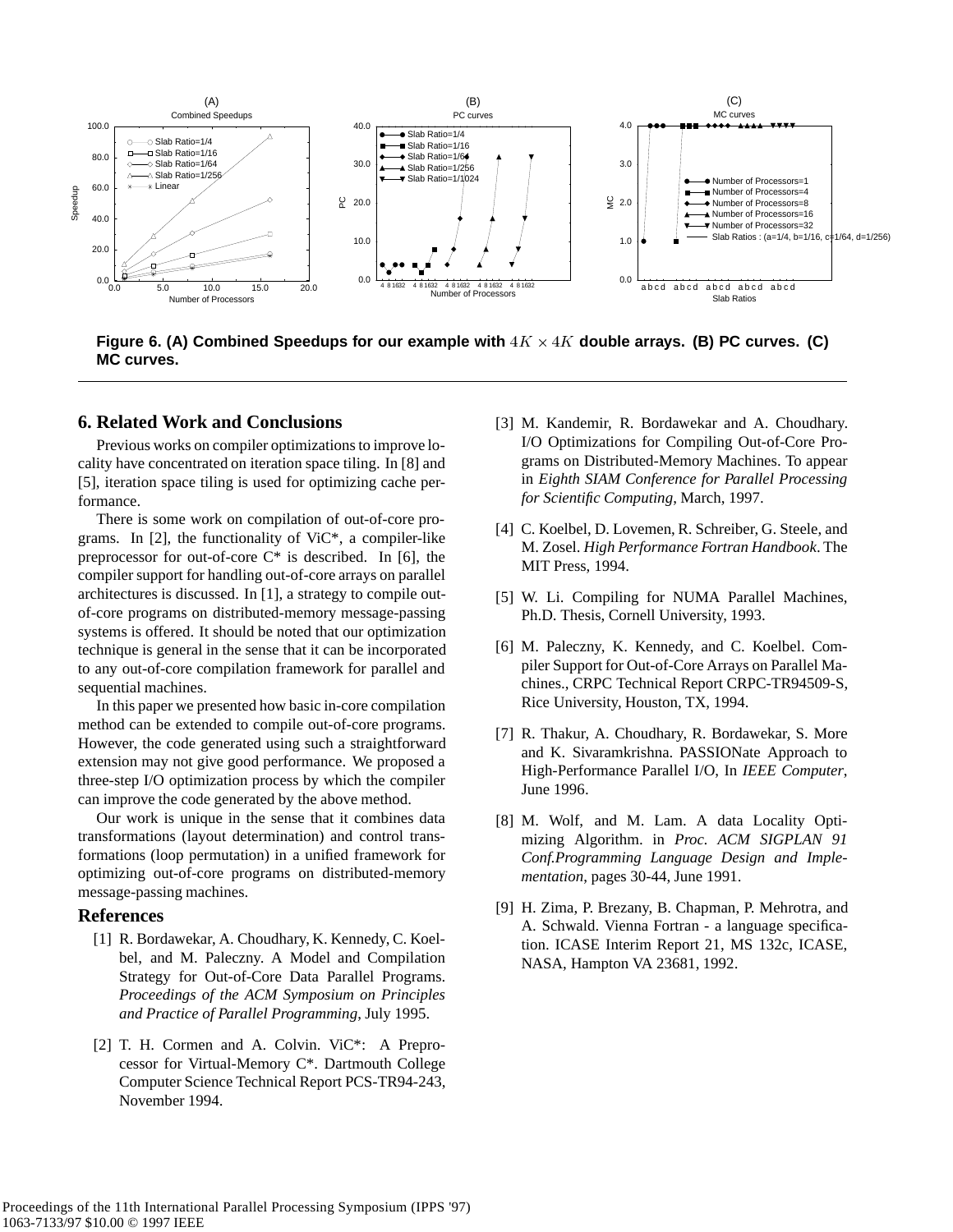(A)
Combined Speedups

100.0
80.0
60.0
40.0
20.0
0.0
Speedup
0.0 5.0 10.0 15.0 20.0
Number of Processors

Slab Ratio=1/4
Slab Ratio=1/16
Slab Ratio=1/64
Slab Ratio=1/256
Linear

(B)
PC curves

40.0
30.0
20.0
10.0
0.0
PC
4 8 16 32 4 8 16 32 4 8 16 32 4 8 16 32 4 8 16 32
Number of Processors

Slab Ratio=1/4
Slab Ratio=1/16
Slab Ratio=1/64
Slab Ratio=1/256
Slab Ratio=1/1024

(C)
MC curves

4.0
3.0
2.0
1.0
0.0
MC
a b c d a b c d a b c d a b c d a b c d
Slab Ratios

Number of Processors=1
Number of Processors=4
Number of Processors=8
Number of Processors=16
Number of Processors=32
Slab Ratios : (a=1/4, b=1/16, c=1/64, d=1/256)

**Figure 6. (A) Combined Speedups for our example with $4K \times 4K$ double arrays. (B) PC curves. (C) MC curves.**

## 6. Related Work and Conclusions

Previous works on compiler optimizations to improve locality have concentrated on iteration space tiling. In [8] and [5], iteration space tiling is used for optimizing cache performance.

There is some work on compilation of out-of-core programs. In [2], the functionality of ViC*, a compiler-like preprocessor for out-of-core C* is described. In [6], the compiler support for handling out-of-core arrays on parallel architectures is discussed. In [1], a strategy to compile out-of-core programs on distributed-memory message-passing systems is offered. It should be noted that our optimization technique is general in the sense that it can be incorporated to any out-of-core compilation framework for parallel and sequential machines.

In this paper we presented how basic in-core compilation method can be extended to compile out-of-core programs. However, the code generated using such a straightforward extension may not give good performance. We proposed a three-step I/O optimization process by which the compiler can improve the code generated by the above method.

Our work is unique in the sense that it combines data transformations (layout determination) and control transformations (loop permutation) in a unified framework for optimizing out-of-core programs on distributed-memory message-passing machines.

## References

[1] R. Bordawekar, A. Choudhary, K. Kennedy, C. Koelbel, and M. Paleczny. A Model and Compilation Strategy for Out-of-Core Data Parallel Programs. *Proceedings of the ACM Symposium on Principles and Practice of Parallel Programming*, July 1995.

[2] T. H. Cormen and A. Colvin. ViC*: A Preprocessor for Virtual-Memory C*. Dartmouth College Computer Science Technical Report PCS-TR94-243, November 1994.

[3] M. Kandemir, R. Bordawekar and A. Choudhary. I/O Optimizations for Compiling Out-of-Core Programs on Distributed-Memory Machines. To appear in *Eighth SIAM Conference for Parallel Processing for Scientific Computing*, March, 1997.

[4] C. Koelbel, D. Lovemen, R. Schreiber, G. Steele, and M. Zosel. *High Performance Fortran Handbook*. The MIT Press, 1994.

[5] W. Li. Compiling for NUMA Parallel Machines, Ph.D. Thesis, Cornell University, 1993.

[6] M. Paleczny, K. Kennedy, and C. Koelbel. Compiler Support for Out-of-Core Arrays on Parallel Machines., CRPC Technical Report CRPC-TR94509-S, Rice University, Houston, TX, 1994.

[7] R. Thakur, A. Choudhary, R. Bordawekar, S. More and K. Sivaramkrishna. PASSIONate Approach to High-Performance Parallel I/O, In *IEEE Computer*, June 1996.

[8] M. Wolf, and M. Lam. A data Locality Optimizing Algorithm. in *Proc. ACM SIGPLAN 91 Conf.Programming Language Design and Implementation*, pages 30-44, June 1991.

[9] H. Zima, P. Brezany, B. Chapman, P. Mehrotra, and A. Schwald. Vienna Fortran - a language specification. ICASE Interim Report 21, MS 132c, ICASE, NASA, Hampton VA 23681, 1992.